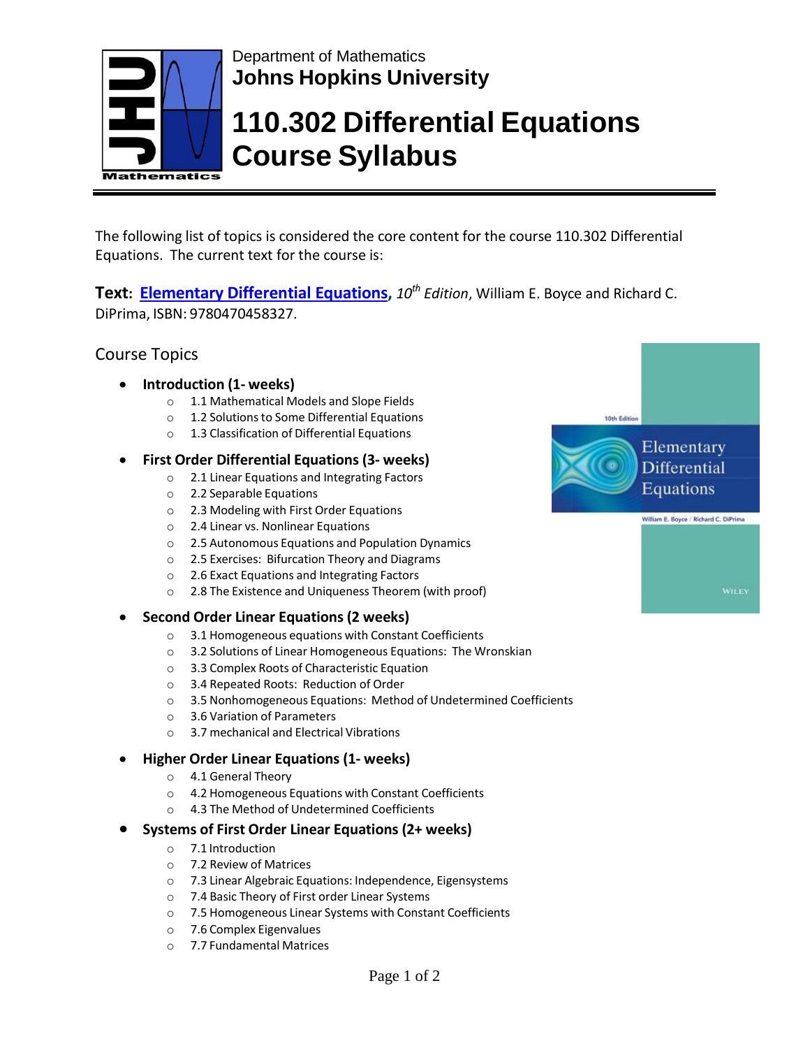Department of Mathematics
**Johns Hopkins University**

# 110.302 Differential Equations Course Syllabus

The following list of topics is considered the core content for the course 110.302 Differential Equations. The current text for the course is:

**Text: Elementary Differential Equations,** *10th Edition*, William E. Boyce and Richard C. DiPrima, ISBN: 9780470458327.

## Course Topics

- **Introduction (1- weeks)**
  - 1.1 Mathematical Models and Slope Fields
  - 1.2 Solutions to Some Differential Equations
  - 1.3 Classification of Differential Equations
- **First Order Differential Equations (3- weeks)**
  - 2.1 Linear Equations and Integrating Factors
  - 2.2 Separable Equations
  - 2.3 Modeling with First Order Equations
  - 2.4 Linear vs. Nonlinear Equations
  - 2.5 Autonomous Equations and Population Dynamics
  - 2.5 Exercises: Bifurcation Theory and Diagrams
  - 2.6 Exact Equations and Integrating Factors
  - 2.8 The Existence and Uniqueness Theorem (with proof)
- **Second Order Linear Equations (2 weeks)**
  - 3.1 Homogeneous equations with Constant Coefficients
  - 3.2 Solutions of Linear Homogeneous Equations: The Wronskian
  - 3.3 Complex Roots of Characteristic Equation
  - 3.4 Repeated Roots: Reduction of Order
  - 3.5 Nonhomogeneous Equations: Method of Undetermined Coefficients
  - 3.6 Variation of Parameters
  - 3.7 mechanical and Electrical Vibrations
- **Higher Order Linear Equations (1- weeks)**
  - 4.1 General Theory
  - 4.2 Homogeneous Equations with Constant Coefficients
  - 4.3 The Method of Undetermined Coefficients
- **Systems of First Order Linear Equations (2+ weeks)**
  - 7.1 Introduction
  - 7.2 Review of Matrices
  - 7.3 Linear Algebraic Equations: Independence, Eigensystems
  - 7.4 Basic Theory of First order Linear Systems
  - 7.5 Homogeneous Linear Systems with Constant Coefficients
  - 7.6 Complex Eigenvalues
  - 7.7 Fundamental Matrices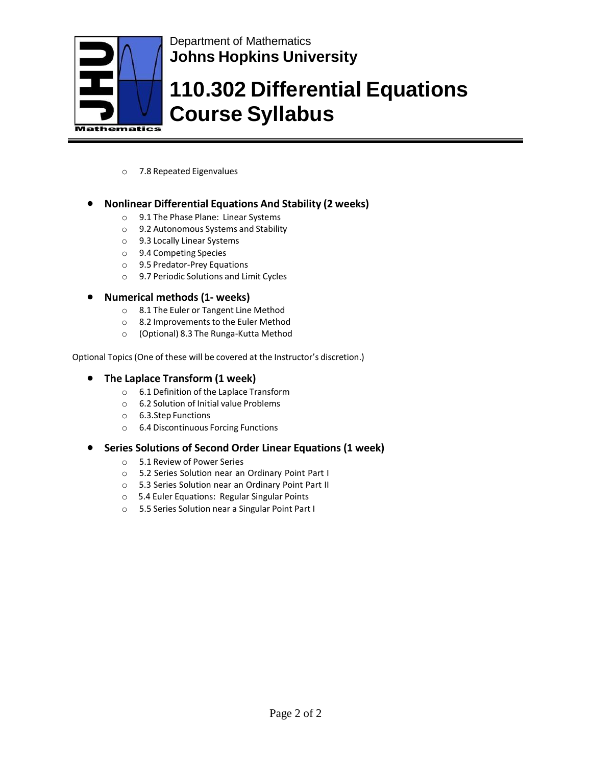- 7.8 Repeated Eigenvalues

- **Nonlinear Differential Equations And Stability (2 weeks)**
  - 9.1 The Phase Plane: Linear Systems
  - 9.2 Autonomous Systems and Stability
  - 9.3 Locally Linear Systems
  - 9.4 Competing Species
  - 9.5 Predator-Prey Equations
  - 9.7 Periodic Solutions and Limit Cycles

- **Numerical methods (1- weeks)**
  - 8.1 The Euler or Tangent Line Method
  - 8.2 Improvements to the Euler Method
  - (Optional) 8.3 The Runga-Kutta Method

Optional Topics (One of these will be covered at the Instructor's discretion.)

- **The Laplace Transform (1 week)**
  - 6.1 Definition of the Laplace Transform
  - 6.2 Solution of Initial value Problems
  - 6.3.Step Functions
  - 6.4 Discontinuous Forcing Functions

- **Series Solutions of Second Order Linear Equations (1 week)**
  - 5.1 Review of Power Series
  - 5.2 Series Solution near an Ordinary Point Part I
  - 5.3 Series Solution near an Ordinary Point Part II
  - 5.4 Euler Equations: Regular Singular Points
  - 5.5 Series Solution near a Singular Point Part I